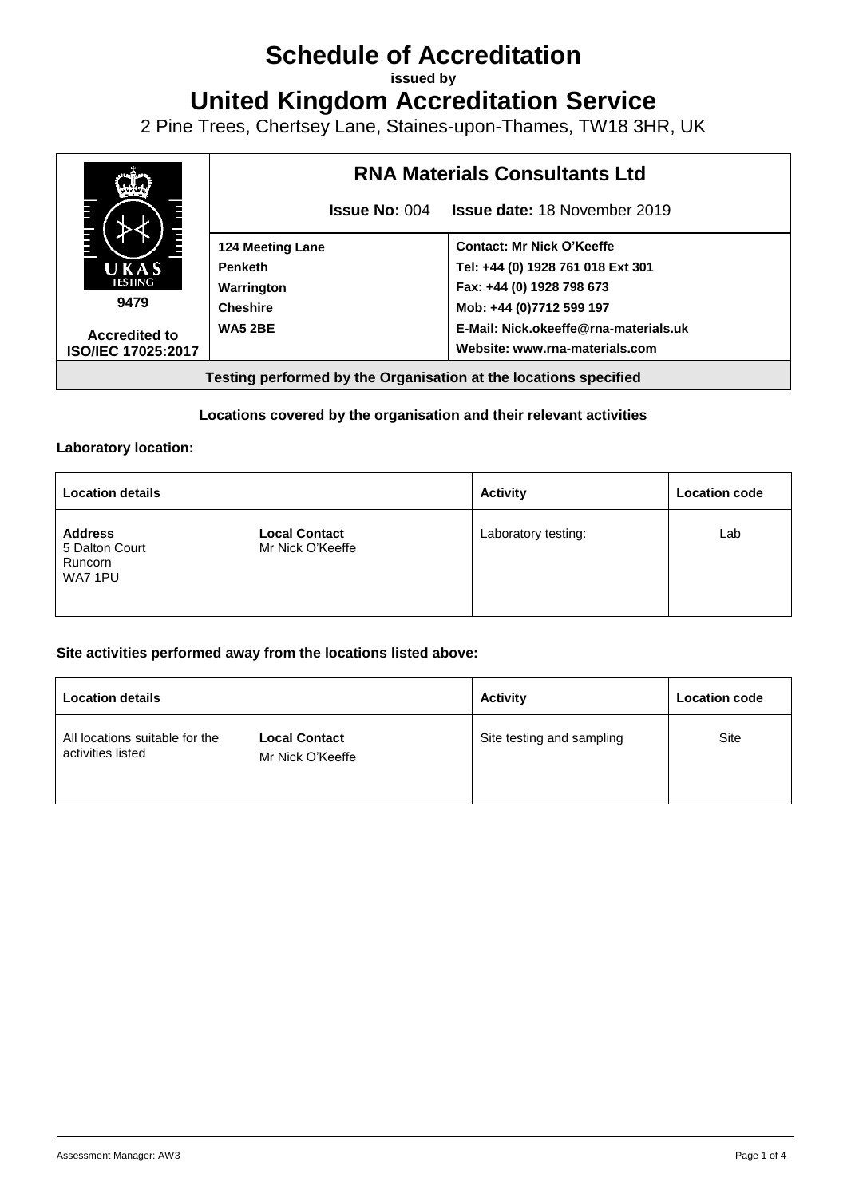# Schedule of Accreditation

**issued by**

# United Kingdom Accreditation Service

2 Pine Trees, Chertsey Lane, Staines-upon-Thames, TW18 3HR, UK

| UKAS TESTING 9479 Accredited to ISO/IEC 17025:2017 | **RNA Materials Consultants Ltd** | |
|---|---|---|
| | **Issue No:** 004 | **Issue date:** 18 November 2019 |
| | **124 Meeting Lane** **Penketh** **Warrington** **Cheshire** **WA5 2BE** | **Contact: Mr Nick O'Keeffe** **Tel: +44 (0) 1928 761 018 Ext 301** **Fax: +44 (0) 1928 798 673** **Mob: +44 (0)7712 599 197** **E-Mail: Nick.okeeffe@rna-materials.uk** **Website: www.rna-materials.com** |

**Testing performed by the Organisation at the locations specified**

**Locations covered by the organisation and their relevant activities**

**Laboratory location:**

| Location details | | Activity | Location code |
|---|---|---|---|
| **Address** 5 Dalton Court Runcorn WA7 1PU | **Local Contact** Mr Nick O'Keeffe | Laboratory testing: | Lab |

**Site activities performed away from the locations listed above:**

| Location details | | Activity | Location code |
|---|---|---|---|
| All locations suitable for the activities listed | **Local Contact** Mr Nick O'Keeffe | Site testing and sampling | Site |

Assessment Manager: AW3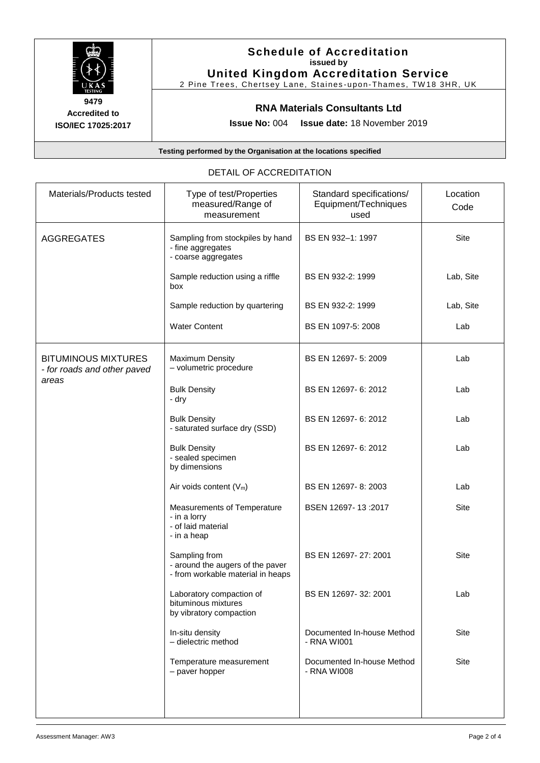# Schedule of Accreditation

**issued by**

**United Kingdom Accreditation Service**

2 Pine Trees, Chertsey Lane, Staines-upon-Thames, TW18 3HR, UK

**9479**
**Accredited to**
**ISO/IEC 17025:2017**

## RNA Materials Consultants Ltd

**Issue No:** 004 **Issue date:** 18 November 2019

**Testing performed by the Organisation at the locations specified**

## DETAIL OF ACCREDITATION

| Materials/Products tested | Type of test/Properties measured/Range of measurement | Standard specifications/ Equipment/Techniques used | Location Code |
|---|---|---|---|
| AGGREGATES | Sampling from stockpiles by hand<br>- fine aggregates<br>- coarse aggregates | BS EN 932–1: 1997 | Site |
| | Sample reduction using a riffle box | BS EN 932-2: 1999 | Lab, Site |
| | Sample reduction by quartering | BS EN 932-2: 1999 | Lab, Site |
| | Water Content | BS EN 1097-5: 2008 | Lab |
| BITUMINOUS MIXTURES<br>*- for roads and other paved areas* | Maximum Density<br>– volumetric procedure | BS EN 12697- 5: 2009 | Lab |
| | Bulk Density<br>- dry | BS EN 12697- 6: 2012 | Lab |
| | Bulk Density<br>- saturated surface dry (SSD) | BS EN 12697- 6: 2012 | Lab |
| | Bulk Density<br>- sealed specimen<br>by dimensions | BS EN 12697- 6: 2012 | Lab |
| | Air voids content ($V_m$) | BS EN 12697- 8: 2003 | Lab |
| | Measurements of Temperature<br>- in a lorry<br>- of laid material<br>- in a heap | BSEN 12697- 13 :2017 | Site |
| | Sampling from<br>- around the augers of the paver<br>- from workable material in heaps | BS EN 12697- 27: 2001 | Site |
| | Laboratory compaction of bituminous mixtures by vibratory compaction | BS EN 12697- 32: 2001 | Lab |
| | In-situ density<br>– dielectric method | Documented In-house Method - RNA WI001 | Site |
| | Temperature measurement<br>– paver hopper | Documented In-house Method - RNA WI008 | Site |

Assessment Manager: AW3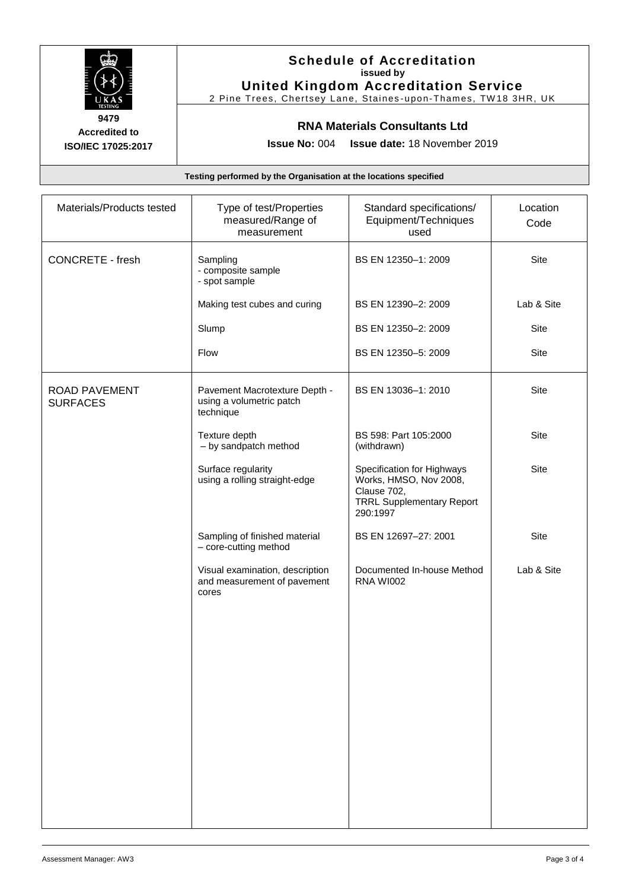# Schedule of Accreditation

**issued by**

**United Kingdom Accreditation Service**

2 Pine Trees, Chertsey Lane, Staines-upon-Thames, TW18 3HR, UK

**9479**

**Accredited to ISO/IEC 17025:2017**

## RNA Materials Consultants Ltd

**Issue No:** 004 **Issue date:** 18 November 2019

**Testing performed by the Organisation at the locations specified**

| Materials/Products tested | Type of test/Properties measured/Range of measurement | Standard specifications/ Equipment/Techniques used | Location Code |
|---|---|---|---|
| CONCRETE - fresh | Sampling<br>- composite sample<br>- spot sample | BS EN 12350–1: 2009 | Site |
| | Making test cubes and curing | BS EN 12390–2: 2009 | Lab & Site |
| | Slump | BS EN 12350–2: 2009 | Site |
| | Flow | BS EN 12350–5: 2009 | Site |
| ROAD PAVEMENT SURFACES | Pavement Macrotexture Depth - using a volumetric patch technique | BS EN 13036–1: 2010 | Site |
| | Texture depth<br>– by sandpatch method | BS 598: Part 105:2000 (withdrawn) | Site |
| | Surface regularity using a rolling straight-edge | Specification for Highways Works, HMSO, Nov 2008, Clause 702, TRRL Supplementary Report 290:1997 | Site |
| | Sampling of finished material – core-cutting method | BS EN 12697–27: 2001 | Site |
| | Visual examination, description and measurement of pavement cores | Documented In-house Method RNA WI002 | Lab & Site |

Assessment Manager: AW3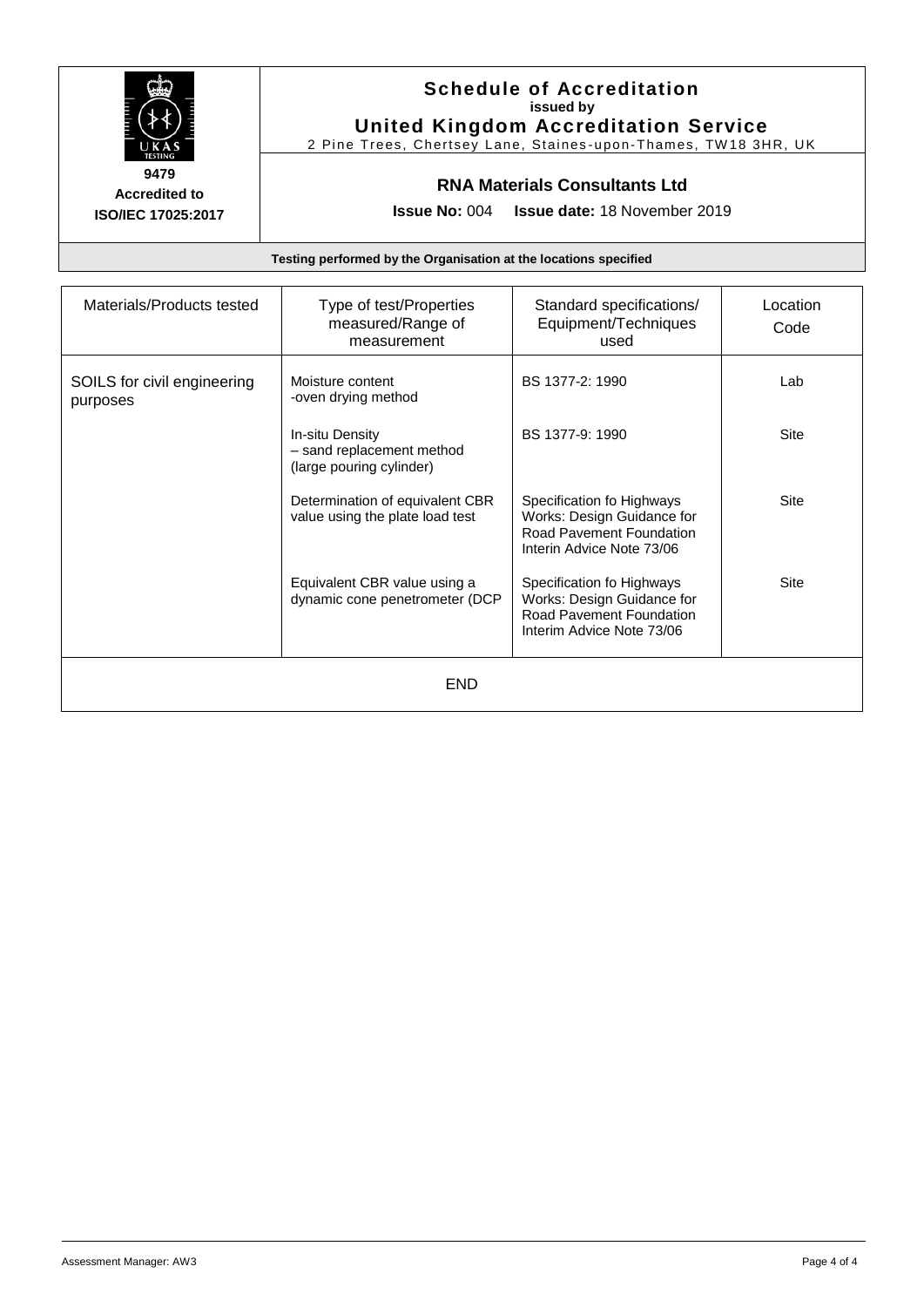UKAS TESTING

**9479**
**Accredited to**
**ISO/IEC 17025:2017**

# Schedule of Accreditation
**issued by**
## United Kingdom Accreditation Service
2 Pine Trees, Chertsey Lane, Staines-upon-Thames, TW18 3HR, UK

### RNA Materials Consultants Ltd

**Issue No:** 004 **Issue date:** 18 November 2019

**Testing performed by the Organisation at the locations specified**

| Materials/Products tested | Type of test/Properties measured/Range of measurement | Standard specifications/ Equipment/Techniques used | Location Code |
|---|---|---|---|
| SOILS for civil engineering purposes | Moisture content -oven drying method | BS 1377-2: 1990 | Lab |
| | In-situ Density – sand replacement method (large pouring cylinder) | BS 1377-9: 1990 | Site |
| | Determination of equivalent CBR value using the plate load test | Specification fo Highways Works: Design Guidance for Road Pavement Foundation Interin Advice Note 73/06 | Site |
| | Equivalent CBR value using a dynamic cone penetrometer (DCP | Specification fo Highways Works: Design Guidance for Road Pavement Foundation Interim Advice Note 73/06 | Site |

END

Assessment Manager: AW3